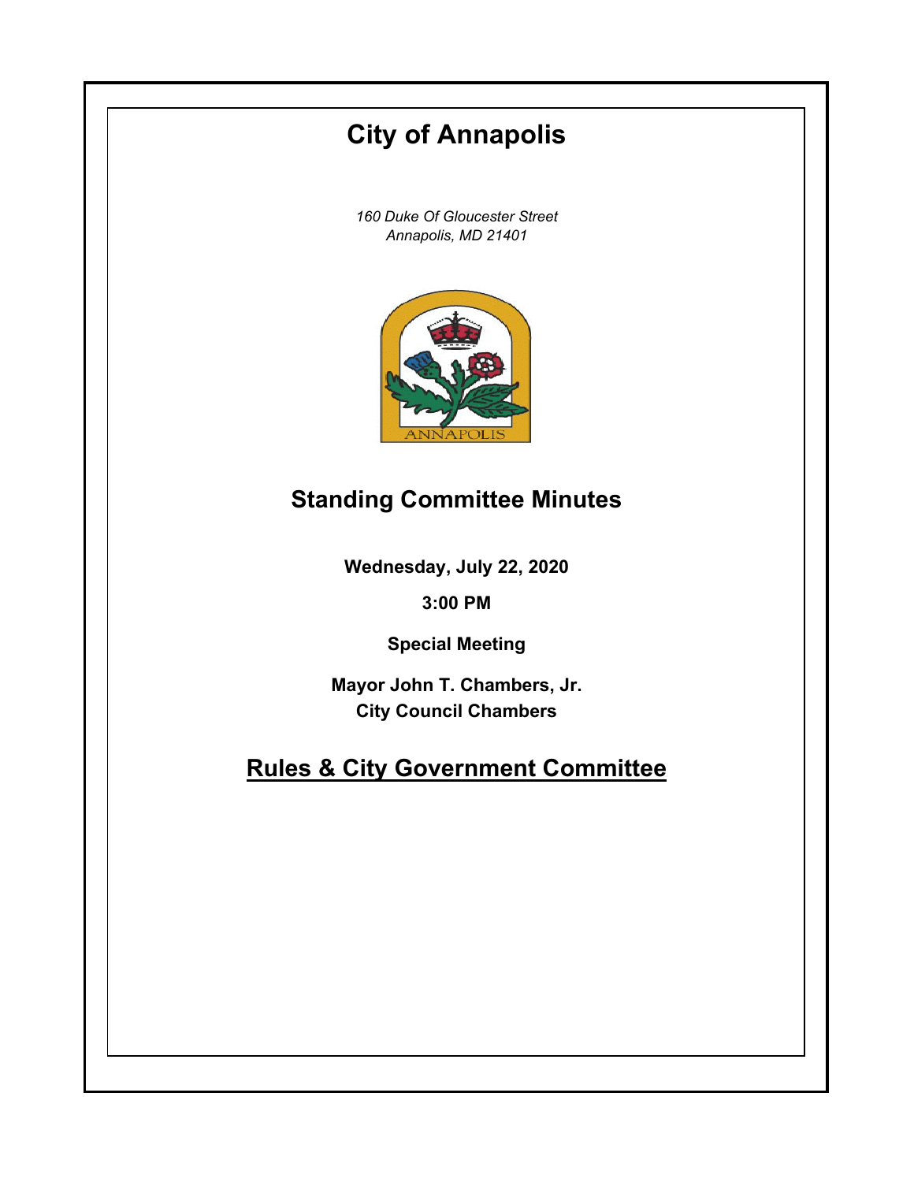# City of Annapolis

*160 Duke Of Gloucester Street*
*Annapolis, MD 21401*

## Standing Committee Minutes

**Wednesday, July 22, 2020**

**3:00 PM**

**Special Meeting**

**Mayor John T. Chambers, Jr.**
**City Council Chambers**

## Rules & City Government Committee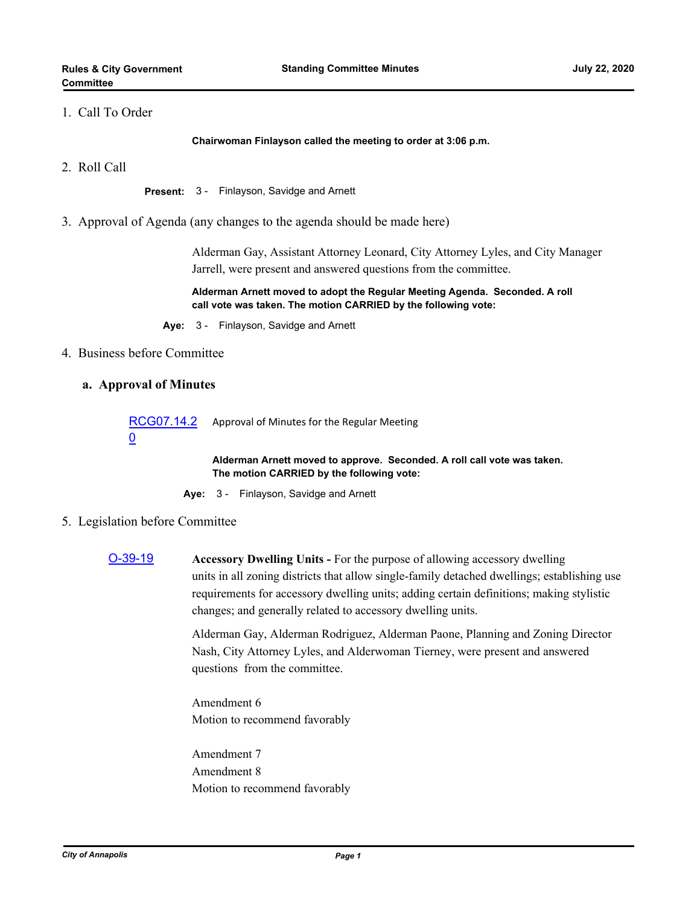1. Call To Order

**Chairwoman Finlayson called the meeting to order at 3:06 p.m.**

2. Roll Call

**Present:** 3 - Finlayson, Savidge and Arnett

3. Approval of Agenda (any changes to the agenda should be made here)

Alderman Gay, Assistant Attorney Leonard, City Attorney Lyles, and City Manager Jarrell, were present and answered questions from the committee.

**Alderman Arnett moved to adopt the Regular Meeting Agenda. Seconded. A roll call vote was taken. The motion CARRIED by the following vote:**

**Aye:** 3 - Finlayson, Savidge and Arnett

4. Business before Committee

**a. Approval of Minutes**

RCG07.14.20 Approval of Minutes for the Regular Meeting

**Alderman Arnett moved to approve. Seconded. A roll call vote was taken. The motion CARRIED by the following vote:**

**Aye:** 3 - Finlayson, Savidge and Arnett

5. Legislation before Committee

O-39-19 **Accessory Dwelling Units -** For the purpose of allowing accessory dwelling units in all zoning districts that allow single-family detached dwellings; establishing use requirements for accessory dwelling units; adding certain definitions; making stylistic changes; and generally related to accessory dwelling units.

Alderman Gay, Alderman Rodriguez, Alderman Paone, Planning and Zoning Director Nash, City Attorney Lyles, and Alderwoman Tierney, were present and answered questions from the committee.

Amendment 6
Motion to recommend favorably

Amendment 7
Amendment 8
Motion to recommend favorably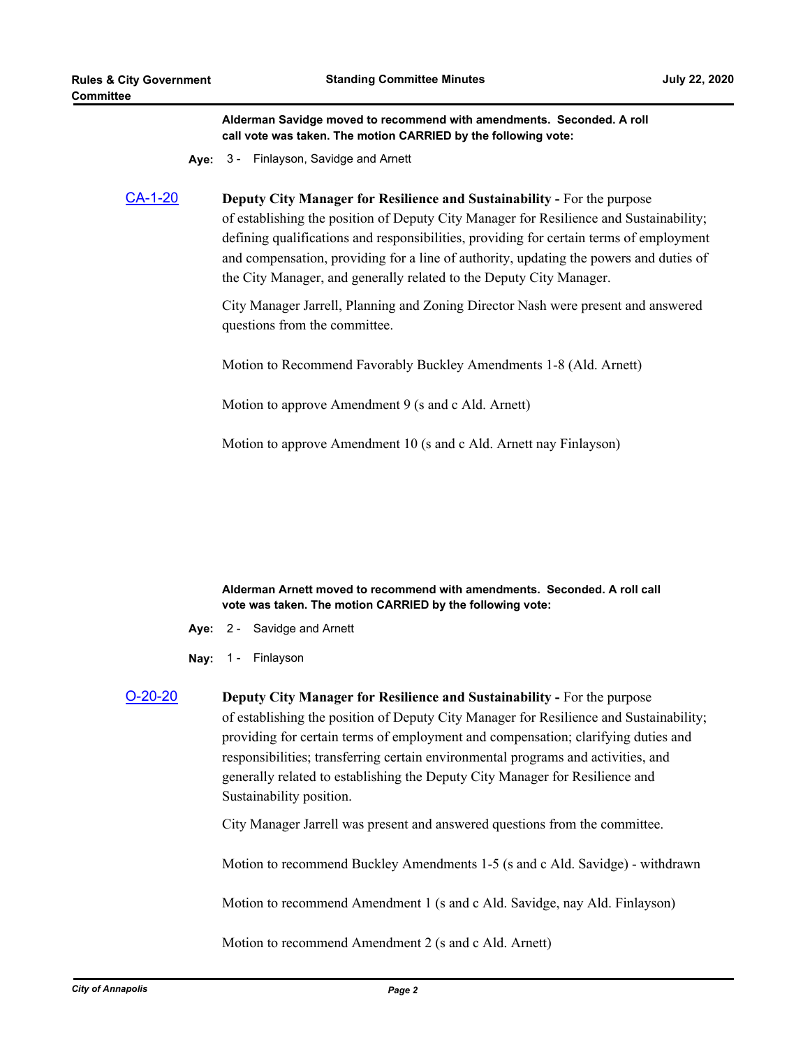**Alderman Savidge moved to recommend with amendments. Seconded. A roll call vote was taken. The motion CARRIED by the following vote:**

**Aye:** 3 - Finlayson, Savidge and Arnett

[CA-1-20]

**Deputy City Manager for Resilience and Sustainability -** For the purpose of establishing the position of Deputy City Manager for Resilience and Sustainability; defining qualifications and responsibilities, providing for certain terms of employment and compensation, providing for a line of authority, updating the powers and duties of the City Manager, and generally related to the Deputy City Manager.

City Manager Jarrell, Planning and Zoning Director Nash were present and answered questions from the committee.

Motion to Recommend Favorably Buckley Amendments 1-8 (Ald. Arnett)

Motion to approve Amendment 9 (s and c Ald. Arnett)

Motion to approve Amendment 10 (s and c Ald. Arnett nay Finlayson)

**Alderman Arnett moved to recommend with amendments. Seconded. A roll call vote was taken. The motion CARRIED by the following vote:**

**Aye:** 2 - Savidge and Arnett

**Nay:** 1 - Finlayson

[O-20-20]

**Deputy City Manager for Resilience and Sustainability -** For the purpose of establishing the position of Deputy City Manager for Resilience and Sustainability; providing for certain terms of employment and compensation; clarifying duties and responsibilities; transferring certain environmental programs and activities, and generally related to establishing the Deputy City Manager for Resilience and Sustainability position.

City Manager Jarrell was present and answered questions from the committee.

Motion to recommend Buckley Amendments 1-5 (s and c Ald. Savidge) - withdrawn

Motion to recommend Amendment 1 (s and c Ald. Savidge, nay Ald. Finlayson)

Motion to recommend Amendment 2 (s and c Ald. Arnett)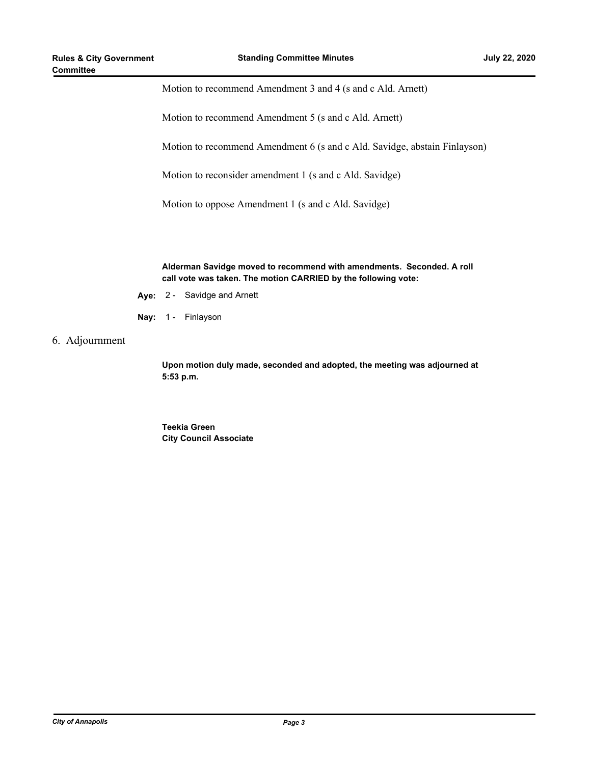Motion to recommend Amendment 3 and 4 (s and c Ald. Arnett)

Motion to recommend Amendment 5 (s and c Ald. Arnett)

Motion to recommend Amendment 6 (s and c Ald. Savidge, abstain Finlayson)

Motion to reconsider amendment 1 (s and c Ald. Savidge)

Motion to oppose Amendment 1 (s and c Ald. Savidge)

**Alderman Savidge moved to recommend with amendments. Seconded. A roll call vote was taken. The motion CARRIED by the following vote:**

**Aye:** 2 - Savidge and Arnett

**Nay:** 1 - Finlayson

## 6. Adjournment

**Upon motion duly made, seconded and adopted, the meeting was adjourned at 5:53 p.m.**

**Teekia Green**
**City Council Associate**